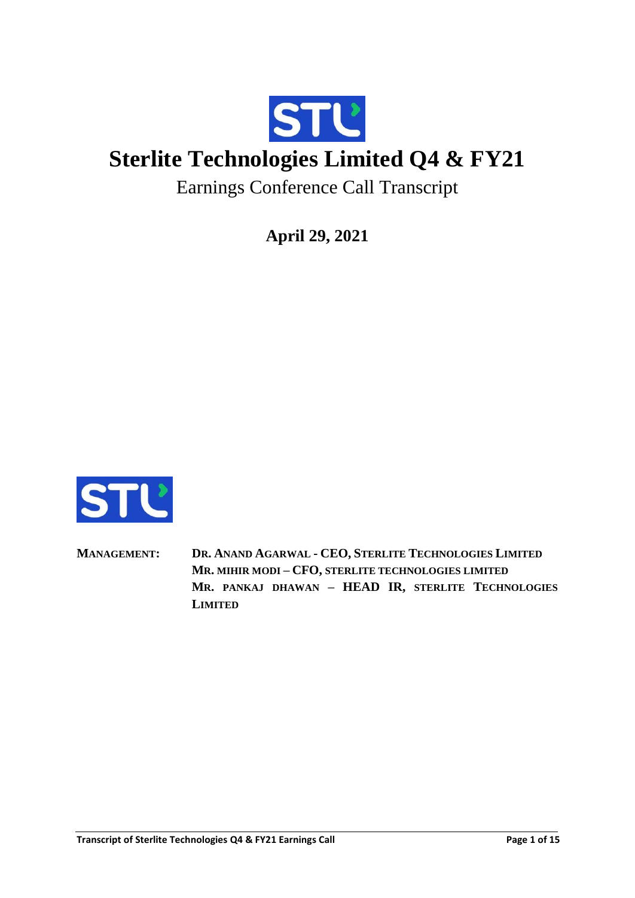# Sterlite Technologies Limited Q4 & FY21

Earnings Conference Call Transcript

**April 29, 2021**

**MANAGEMENT:** **DR. ANAND AGARWAL - CEO, STERLITE TECHNOLOGIES LIMITED**
**MR. MIHIR MODI – CFO, STERLITE TECHNOLOGIES LIMITED**
**MR. PANKAJ DHAWAN – HEAD IR, STERLITE TECHNOLOGIES LIMITED**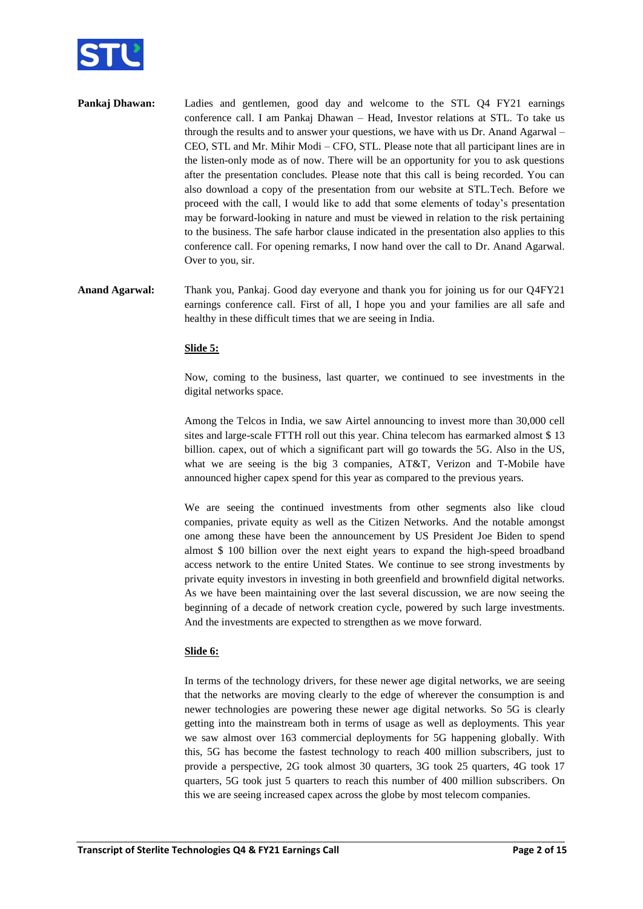**Pankaj Dhawan:** Ladies and gentlemen, good day and welcome to the STL Q4 FY21 earnings conference call. I am Pankaj Dhawan – Head, Investor relations at STL. To take us through the results and to answer your questions, we have with us Dr. Anand Agarwal – CEO, STL and Mr. Mihir Modi – CFO, STL. Please note that all participant lines are in the listen-only mode as of now. There will be an opportunity for you to ask questions after the presentation concludes. Please note that this call is being recorded. You can also download a copy of the presentation from our website at STL.Tech. Before we proceed with the call, I would like to add that some elements of today's presentation may be forward-looking in nature and must be viewed in relation to the risk pertaining to the business. The safe harbor clause indicated in the presentation also applies to this conference call. For opening remarks, I now hand over the call to Dr. Anand Agarwal. Over to you, sir.

**Anand Agarwal:** Thank you, Pankaj. Good day everyone and thank you for joining us for our Q4FY21 earnings conference call. First of all, I hope you and your families are all safe and healthy in these difficult times that we are seeing in India.

**Slide 5:**

Now, coming to the business, last quarter, we continued to see investments in the digital networks space.

Among the Telcos in India, we saw Airtel announcing to invest more than 30,000 cell sites and large-scale FTTH roll out this year. China telecom has earmarked almost $ 13 billion. capex, out of which a significant part will go towards the 5G. Also in the US, what we are seeing is the big 3 companies, AT&T, Verizon and T-Mobile have announced higher capex spend for this year as compared to the previous years.

We are seeing the continued investments from other segments also like cloud companies, private equity as well as the Citizen Networks. And the notable amongst one among these have been the announcement by US President Joe Biden to spend almost $ 100 billion over the next eight years to expand the high-speed broadband access network to the entire United States. We continue to see strong investments by private equity investors in investing in both greenfield and brownfield digital networks. As we have been maintaining over the last several discussion, we are now seeing the beginning of a decade of network creation cycle, powered by such large investments. And the investments are expected to strengthen as we move forward.

**Slide 6:**

In terms of the technology drivers, for these newer age digital networks, we are seeing that the networks are moving clearly to the edge of wherever the consumption is and newer technologies are powering these newer age digital networks. So 5G is clearly getting into the mainstream both in terms of usage as well as deployments. This year we saw almost over 163 commercial deployments for 5G happening globally. With this, 5G has become the fastest technology to reach 400 million subscribers, just to provide a perspective, 2G took almost 30 quarters, 3G took 25 quarters, 4G took 17 quarters, 5G took just 5 quarters to reach this number of 400 million subscribers. On this we are seeing increased capex across the globe by most telecom companies.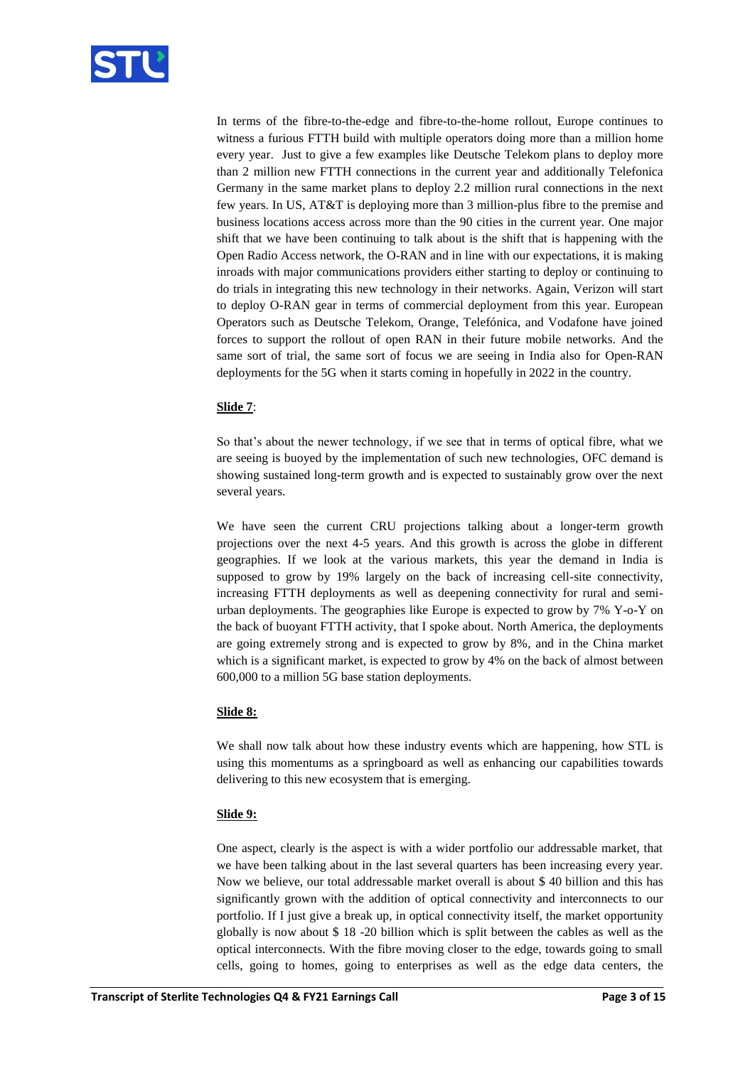In terms of the fibre-to-the-edge and fibre-to-the-home rollout, Europe continues to witness a furious FTTH build with multiple operators doing more than a million home every year. Just to give a few examples like Deutsche Telekom plans to deploy more than 2 million new FTTH connections in the current year and additionally Telefonica Germany in the same market plans to deploy 2.2 million rural connections in the next few years. In US, AT&T is deploying more than 3 million-plus fibre to the premise and business locations access across more than the 90 cities in the current year. One major shift that we have been continuing to talk about is the shift that is happening with the Open Radio Access network, the O-RAN and in line with our expectations, it is making inroads with major communications providers either starting to deploy or continuing to do trials in integrating this new technology in their networks. Again, Verizon will start to deploy O-RAN gear in terms of commercial deployment from this year. European Operators such as Deutsche Telekom, Orange, Telefónica, and Vodafone have joined forces to support the rollout of open RAN in their future mobile networks. And the same sort of trial, the same sort of focus we are seeing in India also for Open-RAN deployments for the 5G when it starts coming in hopefully in 2022 in the country.

**Slide 7**:

So that's about the newer technology, if we see that in terms of optical fibre, what we are seeing is buoyed by the implementation of such new technologies, OFC demand is showing sustained long-term growth and is expected to sustainably grow over the next several years.

We have seen the current CRU projections talking about a longer-term growth projections over the next 4-5 years. And this growth is across the globe in different geographies. If we look at the various markets, this year the demand in India is supposed to grow by 19% largely on the back of increasing cell-site connectivity, increasing FTTH deployments as well as deepening connectivity for rural and semi-urban deployments. The geographies like Europe is expected to grow by 7% Y-o-Y on the back of buoyant FTTH activity, that I spoke about. North America, the deployments are going extremely strong and is expected to grow by 8%, and in the China market which is a significant market, is expected to grow by 4% on the back of almost between 600,000 to a million 5G base station deployments.

**Slide 8:**

We shall now talk about how these industry events which are happening, how STL is using this momentums as a springboard as well as enhancing our capabilities towards delivering to this new ecosystem that is emerging.

**Slide 9:**

One aspect, clearly is the aspect is with a wider portfolio our addressable market, that we have been talking about in the last several quarters has been increasing every year. Now we believe, our total addressable market overall is about $ 40 billion and this has significantly grown with the addition of optical connectivity and interconnects to our portfolio. If I just give a break up, in optical connectivity itself, the market opportunity globally is now about $ 18 -20 billion which is split between the cables as well as the optical interconnects. With the fibre moving closer to the edge, towards going to small cells, going to homes, going to enterprises as well as the edge data centers, the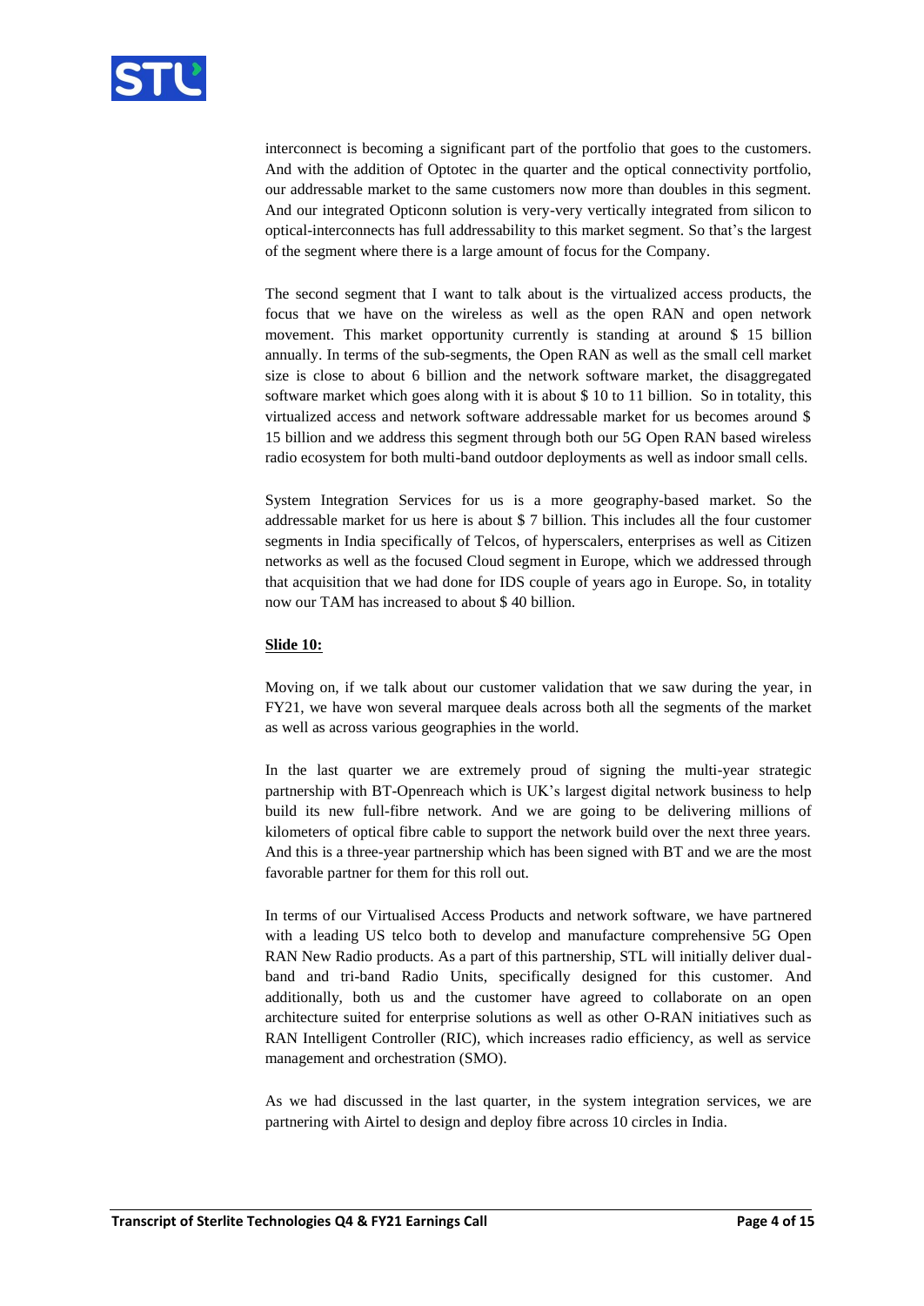interconnect is becoming a significant part of the portfolio that goes to the customers. And with the addition of Optotec in the quarter and the optical connectivity portfolio, our addressable market to the same customers now more than doubles in this segment. And our integrated Opticonn solution is very-very vertically integrated from silicon to optical-interconnects has full addressability to this market segment. So that's the largest of the segment where there is a large amount of focus for the Company.

The second segment that I want to talk about is the virtualized access products, the focus that we have on the wireless as well as the open RAN and open network movement. This market opportunity currently is standing at around $ 15 billion annually. In terms of the sub-segments, the Open RAN as well as the small cell market size is close to about 6 billion and the network software market, the disaggregated software market which goes along with it is about $ 10 to 11 billion. So in totality, this virtualized access and network software addressable market for us becomes around $ 15 billion and we address this segment through both our 5G Open RAN based wireless radio ecosystem for both multi-band outdoor deployments as well as indoor small cells.

System Integration Services for us is a more geography-based market. So the addressable market for us here is about $ 7 billion. This includes all the four customer segments in India specifically of Telcos, of hyperscalers, enterprises as well as Citizen networks as well as the focused Cloud segment in Europe, which we addressed through that acquisition that we had done for IDS couple of years ago in Europe. So, in totality now our TAM has increased to about $ 40 billion.

**Slide 10:**

Moving on, if we talk about our customer validation that we saw during the year, in FY21, we have won several marquee deals across both all the segments of the market as well as across various geographies in the world.

In the last quarter we are extremely proud of signing the multi-year strategic partnership with BT-Openreach which is UK's largest digital network business to help build its new full-fibre network. And we are going to be delivering millions of kilometers of optical fibre cable to support the network build over the next three years. And this is a three-year partnership which has been signed with BT and we are the most favorable partner for them for this roll out.

In terms of our Virtualised Access Products and network software, we have partnered with a leading US telco both to develop and manufacture comprehensive 5G Open RAN New Radio products. As a part of this partnership, STL will initially deliver dual-band and tri-band Radio Units, specifically designed for this customer. And additionally, both us and the customer have agreed to collaborate on an open architecture suited for enterprise solutions as well as other O-RAN initiatives such as RAN Intelligent Controller (RIC), which increases radio efficiency, as well as service management and orchestration (SMO).

As we had discussed in the last quarter, in the system integration services, we are partnering with Airtel to design and deploy fibre across 10 circles in India.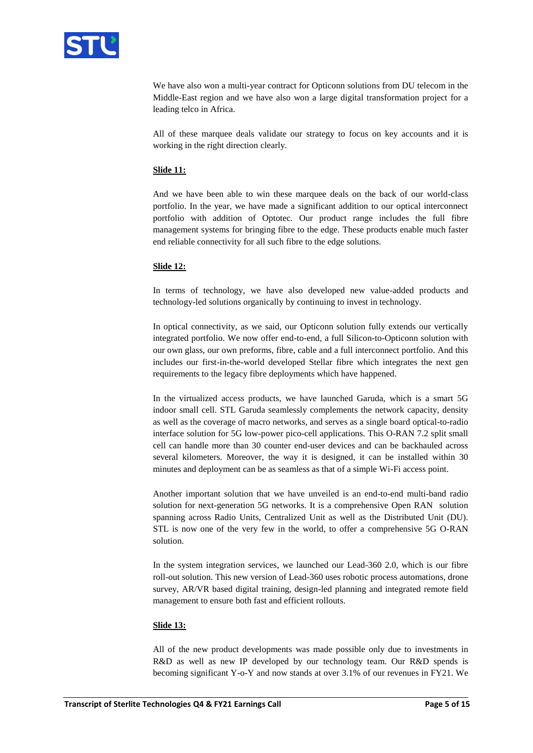We have also won a multi-year contract for Opticonn solutions from DU telecom in the Middle-East region and we have also won a large digital transformation project for a leading telco in Africa.

All of these marquee deals validate our strategy to focus on key accounts and it is working in the right direction clearly.

**Slide 11:**

And we have been able to win these marquee deals on the back of our world-class portfolio. In the year, we have made a significant addition to our optical interconnect portfolio with addition of Optotec. Our product range includes the full fibre management systems for bringing fibre to the edge. These products enable much faster end reliable connectivity for all such fibre to the edge solutions.

**Slide 12:**

In terms of technology, we have also developed new value-added products and technology-led solutions organically by continuing to invest in technology.

In optical connectivity, as we said, our Opticonn solution fully extends our vertically integrated portfolio. We now offer end-to-end, a full Silicon-to-Opticonn solution with our own glass, our own preforms, fibre, cable and a full interconnect portfolio. And this includes our first-in-the-world developed Stellar fibre which integrates the next gen requirements to the legacy fibre deployments which have happened.

In the virtualized access products, we have launched Garuda, which is a smart 5G indoor small cell. STL Garuda seamlessly complements the network capacity, density as well as the coverage of macro networks, and serves as a single board optical-to-radio interface solution for 5G low-power pico-cell applications. This O-RAN 7.2 split small cell can handle more than 30 counter end-user devices and can be backhauled across several kilometers. Moreover, the way it is designed, it can be installed within 30 minutes and deployment can be as seamless as that of a simple Wi-Fi access point.

Another important solution that we have unveiled is an end-to-end multi-band radio solution for next-generation 5G networks. It is a comprehensive Open RAN solution spanning across Radio Units, Centralized Unit as well as the Distributed Unit (DU). STL is now one of the very few in the world, to offer a comprehensive 5G O-RAN solution.

In the system integration services, we launched our Lead-360 2.0, which is our fibre roll-out solution. This new version of Lead-360 uses robotic process automations, drone survey, AR/VR based digital training, design-led planning and integrated remote field management to ensure both fast and efficient rollouts.

**Slide 13:**

All of the new product developments was made possible only due to investments in R&D as well as new IP developed by our technology team. Our R&D spends is becoming significant Y-o-Y and now stands at over 3.1% of our revenues in FY21. We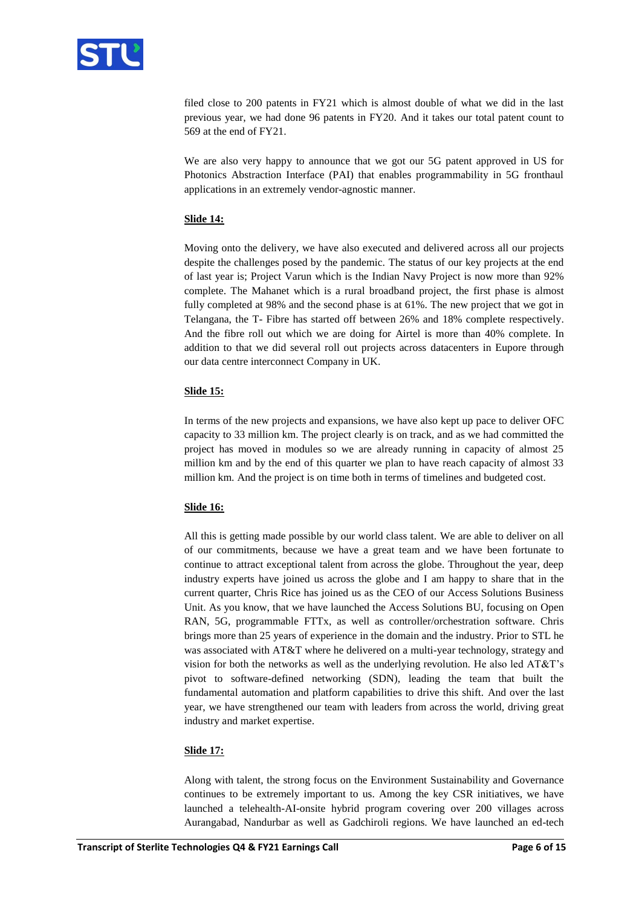filed close to 200 patents in FY21 which is almost double of what we did in the last previous year, we had done 96 patents in FY20. And it takes our total patent count to 569 at the end of FY21.

We are also very happy to announce that we got our 5G patent approved in US for Photonics Abstraction Interface (PAI) that enables programmability in 5G fronthaul applications in an extremely vendor-agnostic manner.

**Slide 14:**

Moving onto the delivery, we have also executed and delivered across all our projects despite the challenges posed by the pandemic. The status of our key projects at the end of last year is; Project Varun which is the Indian Navy Project is now more than 92% complete. The Mahanet which is a rural broadband project, the first phase is almost fully completed at 98% and the second phase is at 61%. The new project that we got in Telangana, the T- Fibre has started off between 26% and 18% complete respectively. And the fibre roll out which we are doing for Airtel is more than 40% complete. In addition to that we did several roll out projects across datacenters in Eupore through our data centre interconnect Company in UK.

**Slide 15:**

In terms of the new projects and expansions, we have also kept up pace to deliver OFC capacity to 33 million km. The project clearly is on track, and as we had committed the project has moved in modules so we are already running in capacity of almost 25 million km and by the end of this quarter we plan to have reach capacity of almost 33 million km. And the project is on time both in terms of timelines and budgeted cost.

**Slide 16:**

All this is getting made possible by our world class talent. We are able to deliver on all of our commitments, because we have a great team and we have been fortunate to continue to attract exceptional talent from across the globe. Throughout the year, deep industry experts have joined us across the globe and I am happy to share that in the current quarter, Chris Rice has joined us as the CEO of our Access Solutions Business Unit. As you know, that we have launched the Access Solutions BU, focusing on Open RAN, 5G, programmable FTTx, as well as controller/orchestration software. Chris brings more than 25 years of experience in the domain and the industry. Prior to STL he was associated with AT&T where he delivered on a multi-year technology, strategy and vision for both the networks as well as the underlying revolution. He also led AT&T's pivot to software-defined networking (SDN), leading the team that built the fundamental automation and platform capabilities to drive this shift. And over the last year, we have strengthened our team with leaders from across the world, driving great industry and market expertise.

**Slide 17:**

Along with talent, the strong focus on the Environment Sustainability and Governance continues to be extremely important to us. Among the key CSR initiatives, we have launched a telehealth-AI-onsite hybrid program covering over 200 villages across Aurangabad, Nandurbar as well as Gadchiroli regions. We have launched an ed-tech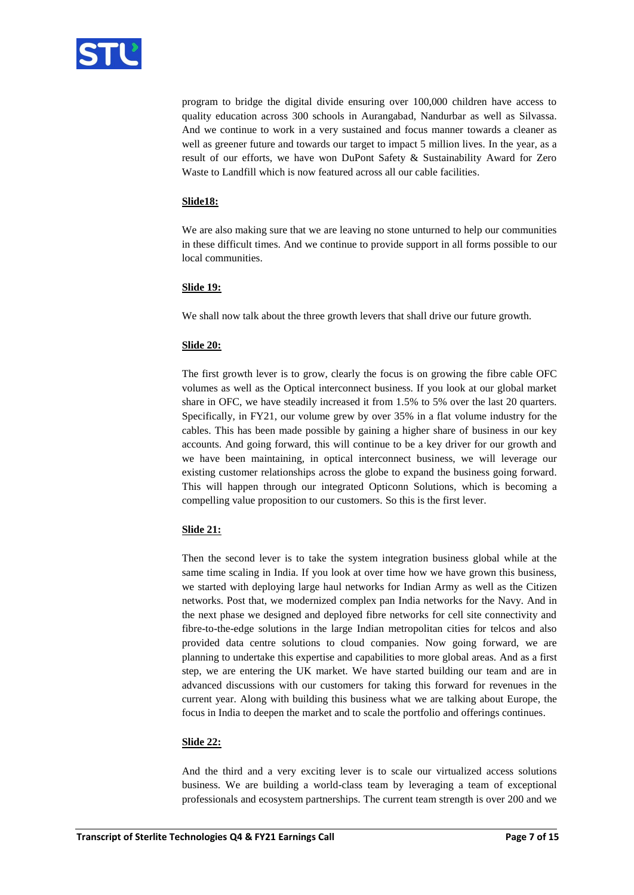program to bridge the digital divide ensuring over 100,000 children have access to quality education across 300 schools in Aurangabad, Nandurbar as well as Silvassa. And we continue to work in a very sustained and focus manner towards a cleaner as well as greener future and towards our target to impact 5 million lives. In the year, as a result of our efforts, we have won DuPont Safety & Sustainability Award for Zero Waste to Landfill which is now featured across all our cable facilities.

**Slide18:**

We are also making sure that we are leaving no stone unturned to help our communities in these difficult times. And we continue to provide support in all forms possible to our local communities.

**Slide 19:**

We shall now talk about the three growth levers that shall drive our future growth.

**Slide 20:**

The first growth lever is to grow, clearly the focus is on growing the fibre cable OFC volumes as well as the Optical interconnect business. If you look at our global market share in OFC, we have steadily increased it from 1.5% to 5% over the last 20 quarters. Specifically, in FY21, our volume grew by over 35% in a flat volume industry for the cables. This has been made possible by gaining a higher share of business in our key accounts. And going forward, this will continue to be a key driver for our growth and we have been maintaining, in optical interconnect business, we will leverage our existing customer relationships across the globe to expand the business going forward. This will happen through our integrated Opticonn Solutions, which is becoming a compelling value proposition to our customers. So this is the first lever.

**Slide 21:**

Then the second lever is to take the system integration business global while at the same time scaling in India. If you look at over time how we have grown this business, we started with deploying large haul networks for Indian Army as well as the Citizen networks. Post that, we modernized complex pan India networks for the Navy. And in the next phase we designed and deployed fibre networks for cell site connectivity and fibre-to-the-edge solutions in the large Indian metropolitan cities for telcos and also provided data centre solutions to cloud companies. Now going forward, we are planning to undertake this expertise and capabilities to more global areas. And as a first step, we are entering the UK market. We have started building our team and are in advanced discussions with our customers for taking this forward for revenues in the current year. Along with building this business what we are talking about Europe, the focus in India to deepen the market and to scale the portfolio and offerings continues.

**Slide 22:**

And the third and a very exciting lever is to scale our virtualized access solutions business. We are building a world-class team by leveraging a team of exceptional professionals and ecosystem partnerships. The current team strength is over 200 and we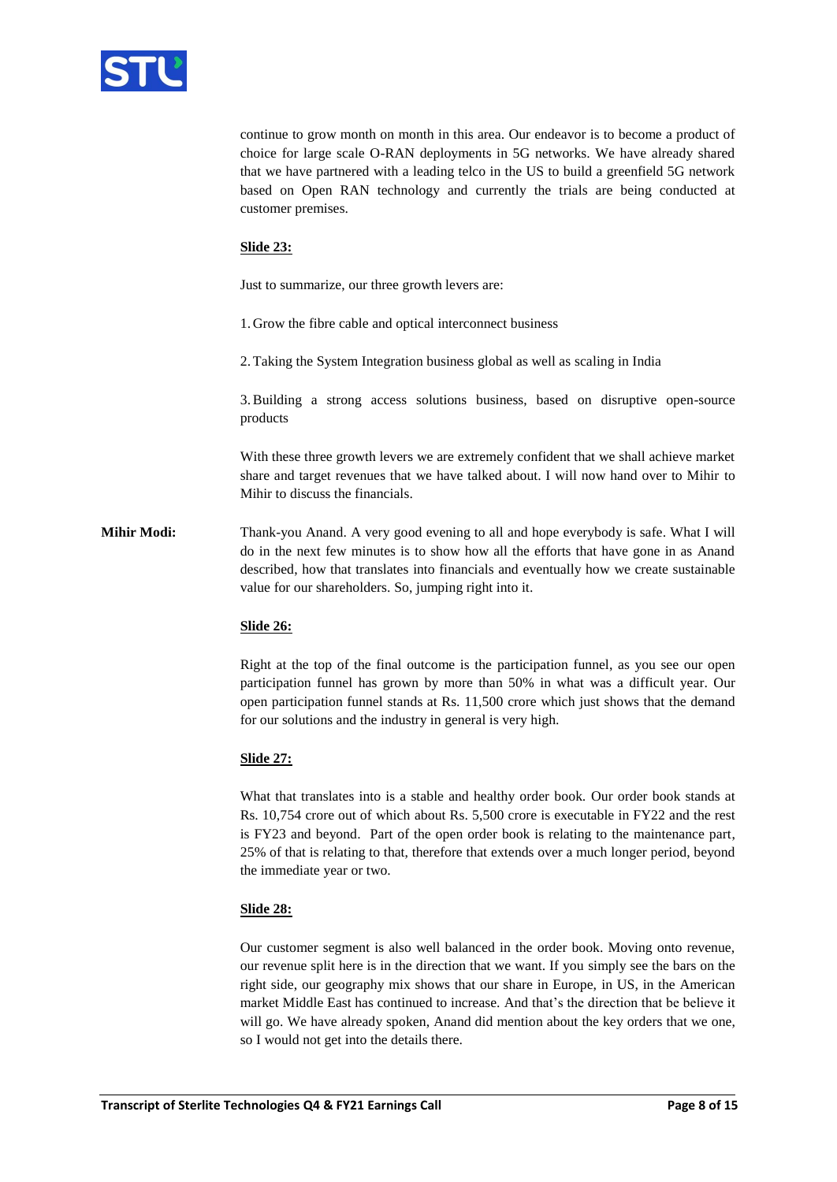continue to grow month on month in this area. Our endeavor is to become a product of choice for large scale O-RAN deployments in 5G networks. We have already shared that we have partnered with a leading telco in the US to build a greenfield 5G network based on Open RAN technology and currently the trials are being conducted at customer premises.

**Slide 23:**

Just to summarize, our three growth levers are:

1. Grow the fibre cable and optical interconnect business
2. Taking the System Integration business global as well as scaling in India
3. Building a strong access solutions business, based on disruptive open-source products

With these three growth levers we are extremely confident that we shall achieve market share and target revenues that we have talked about. I will now hand over to Mihir to Mihir to discuss the financials.

**Mihir Modi:** Thank-you Anand. A very good evening to all and hope everybody is safe. What I will do in the next few minutes is to show how all the efforts that have gone in as Anand described, how that translates into financials and eventually how we create sustainable value for our shareholders. So, jumping right into it.

**Slide 26:**

Right at the top of the final outcome is the participation funnel, as you see our open participation funnel has grown by more than 50% in what was a difficult year. Our open participation funnel stands at Rs. 11,500 crore which just shows that the demand for our solutions and the industry in general is very high.

**Slide 27:**

What that translates into is a stable and healthy order book. Our order book stands at Rs. 10,754 crore out of which about Rs. 5,500 crore is executable in FY22 and the rest is FY23 and beyond. Part of the open order book is relating to the maintenance part, 25% of that is relating to that, therefore that extends over a much longer period, beyond the immediate year or two.

**Slide 28:**

Our customer segment is also well balanced in the order book. Moving onto revenue, our revenue split here is in the direction that we want. If you simply see the bars on the right side, our geography mix shows that our share in Europe, in US, in the American market Middle East has continued to increase. And that's the direction that be believe it will go. We have already spoken, Anand did mention about the key orders that we one, so I would not get into the details there.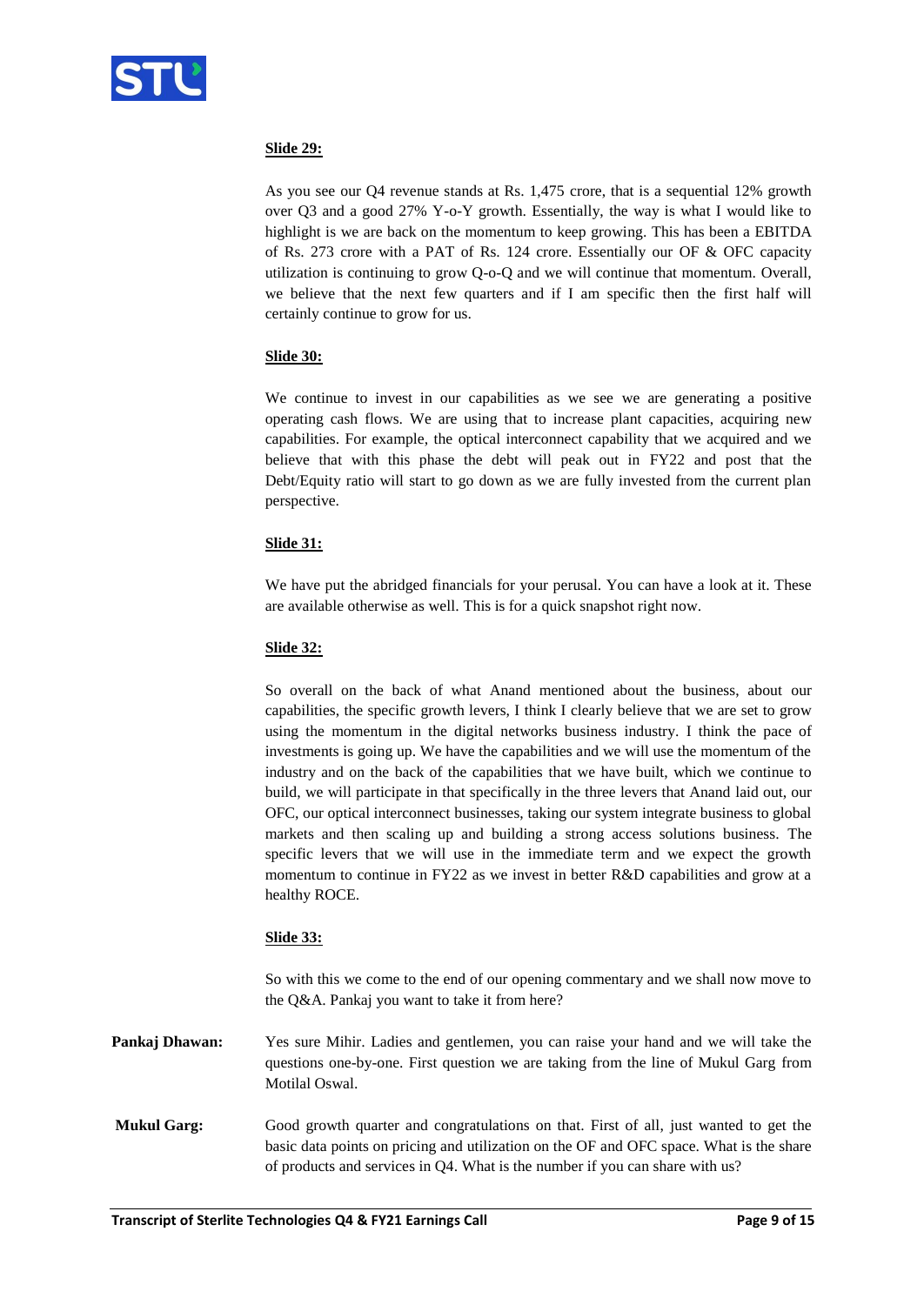**Slide 29:**

As you see our Q4 revenue stands at Rs. 1,475 crore, that is a sequential 12% growth over Q3 and a good 27% Y-o-Y growth. Essentially, the way is what I would like to highlight is we are back on the momentum to keep growing. This has been a EBITDA of Rs. 273 crore with a PAT of Rs. 124 crore. Essentially our OF & OFC capacity utilization is continuing to grow Q-o-Q and we will continue that momentum. Overall, we believe that the next few quarters and if I am specific then the first half will certainly continue to grow for us.

**Slide 30:**

We continue to invest in our capabilities as we see we are generating a positive operating cash flows. We are using that to increase plant capacities, acquiring new capabilities. For example, the optical interconnect capability that we acquired and we believe that with this phase the debt will peak out in FY22 and post that the Debt/Equity ratio will start to go down as we are fully invested from the current plan perspective.

**Slide 31:**

We have put the abridged financials for your perusal. You can have a look at it. These are available otherwise as well. This is for a quick snapshot right now.

**Slide 32:**

So overall on the back of what Anand mentioned about the business, about our capabilities, the specific growth levers, I think I clearly believe that we are set to grow using the momentum in the digital networks business industry. I think the pace of investments is going up. We have the capabilities and we will use the momentum of the industry and on the back of the capabilities that we have built, which we continue to build, we will participate in that specifically in the three levers that Anand laid out, our OFC, our optical interconnect businesses, taking our system integrate business to global markets and then scaling up and building a strong access solutions business. The specific levers that we will use in the immediate term and we expect the growth momentum to continue in FY22 as we invest in better R&D capabilities and grow at a healthy ROCE.

**Slide 33:**

So with this we come to the end of our opening commentary and we shall now move to the Q&A. Pankaj you want to take it from here?

**Pankaj Dhawan:** Yes sure Mihir. Ladies and gentlemen, you can raise your hand and we will take the questions one-by-one. First question we are taking from the line of Mukul Garg from Motilal Oswal.

**Mukul Garg:** Good growth quarter and congratulations on that. First of all, just wanted to get the basic data points on pricing and utilization on the OF and OFC space. What is the share of products and services in Q4. What is the number if you can share with us?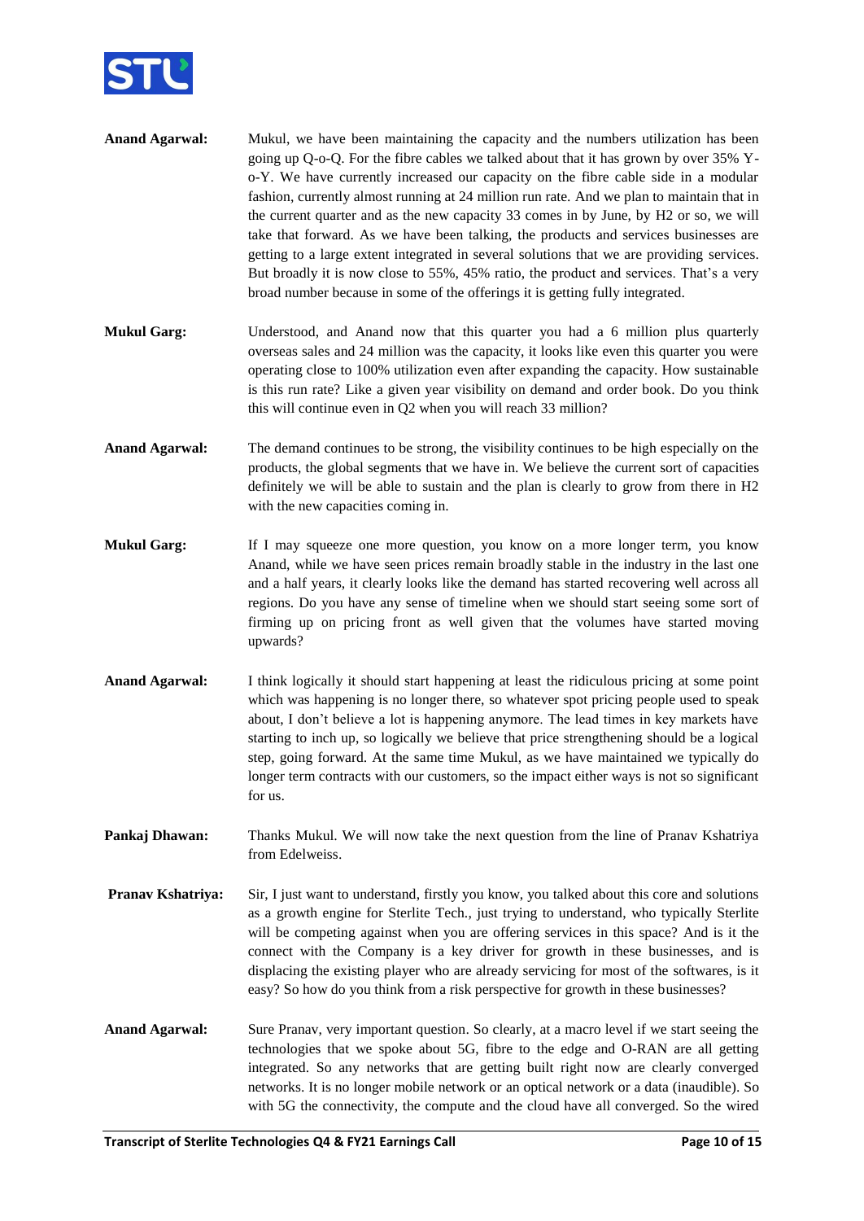**Anand Agarwal:** Mukul, we have been maintaining the capacity and the numbers utilization has been going up Q-o-Q. For the fibre cables we talked about that it has grown by over 35% Y-o-Y. We have currently increased our capacity on the fibre cable side in a modular fashion, currently almost running at 24 million run rate. And we plan to maintain that in the current quarter and as the new capacity 33 comes in by June, by H2 or so, we will take that forward. As we have been talking, the products and services businesses are getting to a large extent integrated in several solutions that we are providing services. But broadly it is now close to 55%, 45% ratio, the product and services. That's a very broad number because in some of the offerings it is getting fully integrated.

**Mukul Garg:** Understood, and Anand now that this quarter you had a 6 million plus quarterly overseas sales and 24 million was the capacity, it looks like even this quarter you were operating close to 100% utilization even after expanding the capacity. How sustainable is this run rate? Like a given year visibility on demand and order book. Do you think this will continue even in Q2 when you will reach 33 million?

**Anand Agarwal:** The demand continues to be strong, the visibility continues to be high especially on the products, the global segments that we have in. We believe the current sort of capacities definitely we will be able to sustain and the plan is clearly to grow from there in H2 with the new capacities coming in.

**Mukul Garg:** If I may squeeze one more question, you know on a more longer term, you know Anand, while we have seen prices remain broadly stable in the industry in the last one and a half years, it clearly looks like the demand has started recovering well across all regions. Do you have any sense of timeline when we should start seeing some sort of firming up on pricing front as well given that the volumes have started moving upwards?

**Anand Agarwal:** I think logically it should start happening at least the ridiculous pricing at some point which was happening is no longer there, so whatever spot pricing people used to speak about, I don't believe a lot is happening anymore. The lead times in key markets have starting to inch up, so logically we believe that price strengthening should be a logical step, going forward. At the same time Mukul, as we have maintained we typically do longer term contracts with our customers, so the impact either ways is not so significant for us.

**Pankaj Dhawan:** Thanks Mukul. We will now take the next question from the line of Pranav Kshatriya from Edelweiss.

**Pranav Kshatriya:** Sir, I just want to understand, firstly you know, you talked about this core and solutions as a growth engine for Sterlite Tech., just trying to understand, who typically Sterlite will be competing against when you are offering services in this space? And is it the connect with the Company is a key driver for growth in these businesses, and is displacing the existing player who are already servicing for most of the softwares, is it easy? So how do you think from a risk perspective for growth in these businesses?

**Anand Agarwal:** Sure Pranav, very important question. So clearly, at a macro level if we start seeing the technologies that we spoke about 5G, fibre to the edge and O-RAN are all getting integrated. So any networks that are getting built right now are clearly converged networks. It is no longer mobile network or an optical network or a data (inaudible). So with 5G the connectivity, the compute and the cloud have all converged. So the wired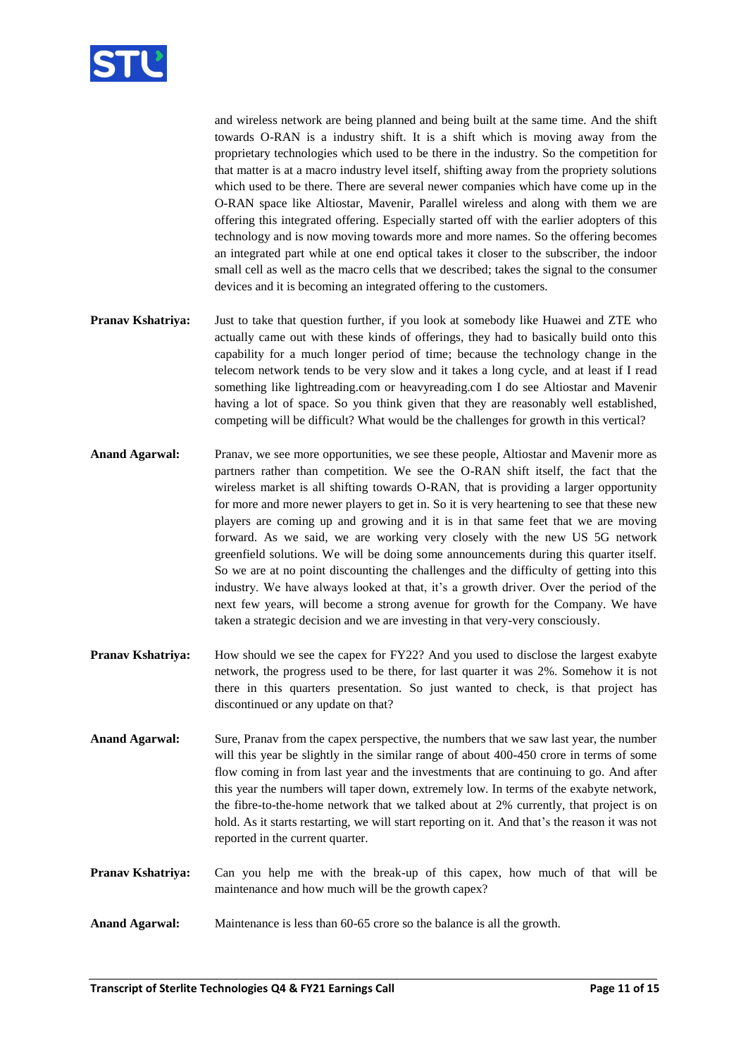and wireless network are being planned and being built at the same time. And the shift towards O-RAN is a industry shift. It is a shift which is moving away from the proprietary technologies which used to be there in the industry. So the competition for that matter is at a macro industry level itself, shifting away from the propriety solutions which used to be there. There are several newer companies which have come up in the O-RAN space like Altiostar, Mavenir, Parallel wireless and along with them we are offering this integrated offering. Especially started off with the earlier adopters of this technology and is now moving towards more and more names. So the offering becomes an integrated part while at one end optical takes it closer to the subscriber, the indoor small cell as well as the macro cells that we described; takes the signal to the consumer devices and it is becoming an integrated offering to the customers.

**Pranav Kshatriya:** Just to take that question further, if you look at somebody like Huawei and ZTE who actually came out with these kinds of offerings, they had to basically build onto this capability for a much longer period of time; because the technology change in the telecom network tends to be very slow and it takes a long cycle, and at least if I read something like lightreading.com or heavyreading.com I do see Altiostar and Mavenir having a lot of space. So you think given that they are reasonably well established, competing will be difficult? What would be the challenges for growth in this vertical?

**Anand Agarwal:** Pranav, we see more opportunities, we see these people, Altiostar and Mavenir more as partners rather than competition. We see the O-RAN shift itself, the fact that the wireless market is all shifting towards O-RAN, that is providing a larger opportunity for more and more newer players to get in. So it is very heartening to see that these new players are coming up and growing and it is in that same feet that we are moving forward. As we said, we are working very closely with the new US 5G network greenfield solutions. We will be doing some announcements during this quarter itself. So we are at no point discounting the challenges and the difficulty of getting into this industry. We have always looked at that, it's a growth driver. Over the period of the next few years, will become a strong avenue for growth for the Company. We have taken a strategic decision and we are investing in that very-very consciously.

**Pranav Kshatriya:** How should we see the capex for FY22? And you used to disclose the largest exabyte network, the progress used to be there, for last quarter it was 2%. Somehow it is not there in this quarters presentation. So just wanted to check, is that project has discontinued or any update on that?

**Anand Agarwal:** Sure, Pranav from the capex perspective, the numbers that we saw last year, the number will this year be slightly in the similar range of about 400-450 crore in terms of some flow coming in from last year and the investments that are continuing to go. And after this year the numbers will taper down, extremely low. In terms of the exabyte network, the fibre-to-the-home network that we talked about at 2% currently, that project is on hold. As it starts restarting, we will start reporting on it. And that's the reason it was not reported in the current quarter.

**Pranav Kshatriya:** Can you help me with the break-up of this capex, how much of that will be maintenance and how much will be the growth capex?

**Anand Agarwal:** Maintenance is less than 60-65 crore so the balance is all the growth.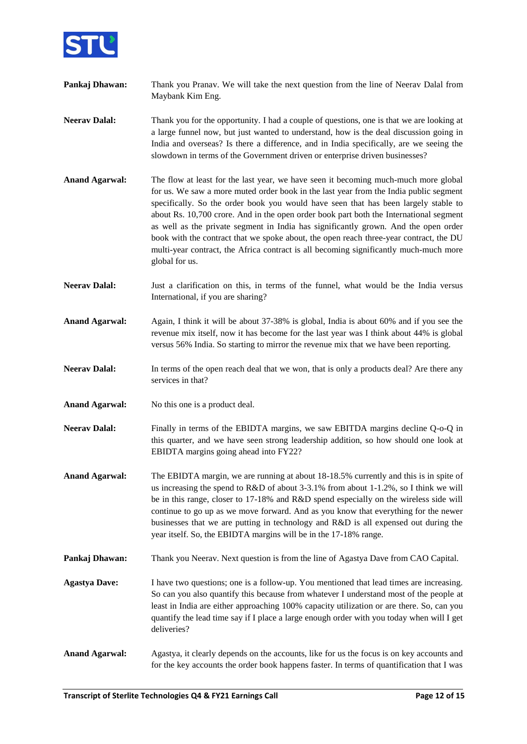**Pankaj Dhawan:** Thank you Pranav. We will take the next question from the line of Neerav Dalal from Maybank Kim Eng.

**Neerav Dalal:** Thank you for the opportunity. I had a couple of questions, one is that we are looking at a large funnel now, but just wanted to understand, how is the deal discussion going in India and overseas? Is there a difference, and in India specifically, are we seeing the slowdown in terms of the Government driven or enterprise driven businesses?

**Anand Agarwal:** The flow at least for the last year, we have seen it becoming much-much more global for us. We saw a more muted order book in the last year from the India public segment specifically. So the order book you would have seen that has been largely stable to about Rs. 10,700 crore. And in the open order book part both the International segment as well as the private segment in India has significantly grown. And the open order book with the contract that we spoke about, the open reach three-year contract, the DU multi-year contract, the Africa contract is all becoming significantly much-much more global for us.

**Neerav Dalal:** Just a clarification on this, in terms of the funnel, what would be the India versus International, if you are sharing?

**Anand Agarwal:** Again, I think it will be about 37-38% is global, India is about 60% and if you see the revenue mix itself, now it has become for the last year was I think about 44% is global versus 56% India. So starting to mirror the revenue mix that we have been reporting.

**Neerav Dalal:** In terms of the open reach deal that we won, that is only a products deal? Are there any services in that?

**Anand Agarwal:** No this one is a product deal.

**Neerav Dalal:** Finally in terms of the EBIDTA margins, we saw EBITDA margins decline Q-o-Q in this quarter, and we have seen strong leadership addition, so how should one look at EBIDTA margins going ahead into FY22?

**Anand Agarwal:** The EBIDTA margin, we are running at about 18-18.5% currently and this is in spite of us increasing the spend to R&D of about 3-3.1% from about 1-1.2%, so I think we will be in this range, closer to 17-18% and R&D spend especially on the wireless side will continue to go up as we move forward. And as you know that everything for the newer businesses that we are putting in technology and R&D is all expensed out during the year itself. So, the EBIDTA margins will be in the 17-18% range.

**Pankaj Dhawan:** Thank you Neerav. Next question is from the line of Agastya Dave from CAO Capital.

**Agastya Dave:** I have two questions; one is a follow-up. You mentioned that lead times are increasing. So can you also quantify this because from whatever I understand most of the people at least in India are either approaching 100% capacity utilization or are there. So, can you quantify the lead time say if I place a large enough order with you today when will I get deliveries?

**Anand Agarwal:** Agastya, it clearly depends on the accounts, like for us the focus is on key accounts and for the key accounts the order book happens faster. In terms of quantification that I was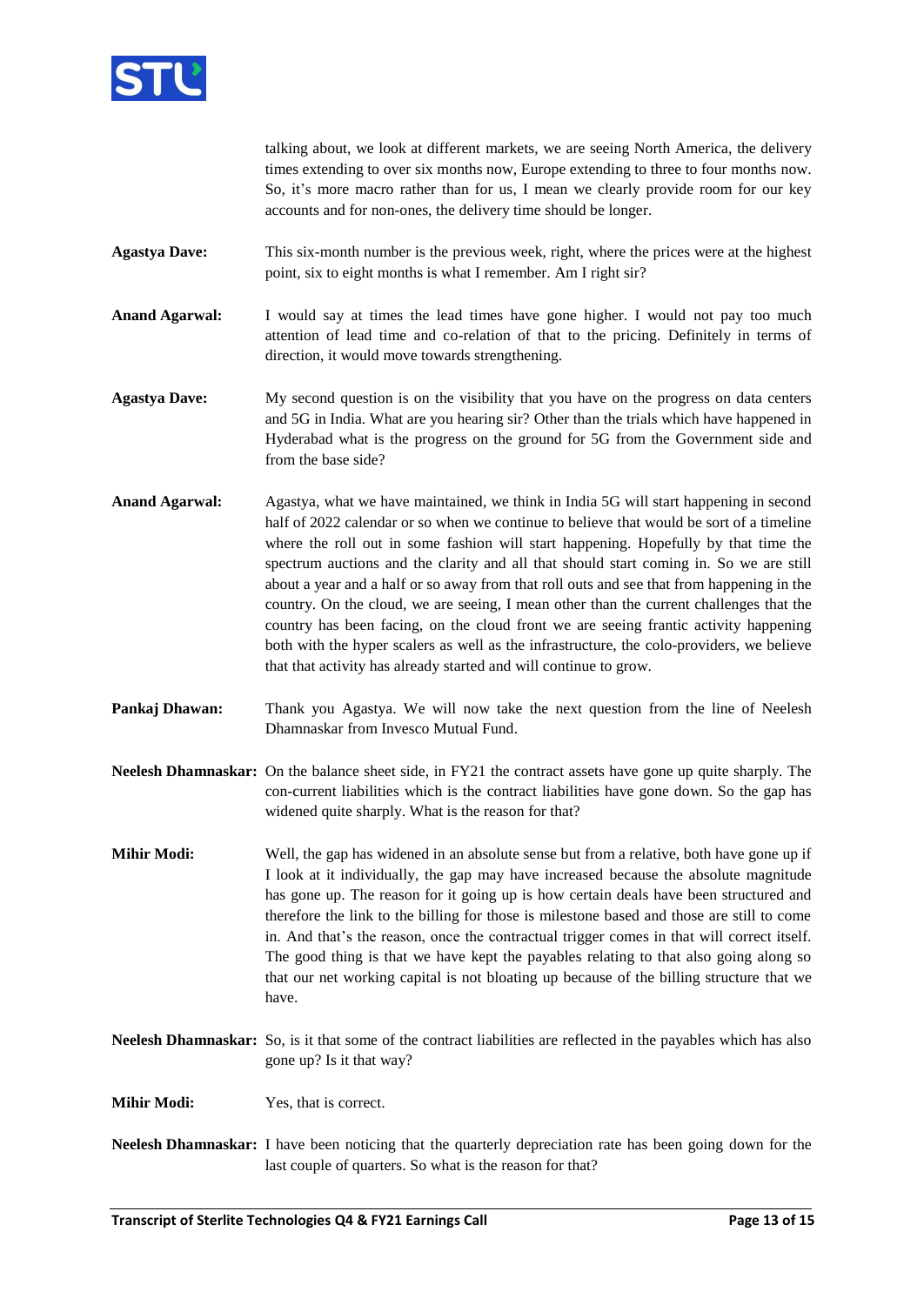talking about, we look at different markets, we are seeing North America, the delivery times extending to over six months now, Europe extending to three to four months now. So, it's more macro rather than for us, I mean we clearly provide room for our key accounts and for non-ones, the delivery time should be longer.

**Agastya Dave:** This six-month number is the previous week, right, where the prices were at the highest point, six to eight months is what I remember. Am I right sir?

**Anand Agarwal:** I would say at times the lead times have gone higher. I would not pay too much attention of lead time and co-relation of that to the pricing. Definitely in terms of direction, it would move towards strengthening.

**Agastya Dave:** My second question is on the visibility that you have on the progress on data centers and 5G in India. What are you hearing sir? Other than the trials which have happened in Hyderabad what is the progress on the ground for 5G from the Government side and from the base side?

**Anand Agarwal:** Agastya, what we have maintained, we think in India 5G will start happening in second half of 2022 calendar or so when we continue to believe that would be sort of a timeline where the roll out in some fashion will start happening. Hopefully by that time the spectrum auctions and the clarity and all that should start coming in. So we are still about a year and a half or so away from that roll outs and see that from happening in the country. On the cloud, we are seeing, I mean other than the current challenges that the country has been facing, on the cloud front we are seeing frantic activity happening both with the hyper scalers as well as the infrastructure, the colo-providers, we believe that that activity has already started and will continue to grow.

**Pankaj Dhawan:** Thank you Agastya. We will now take the next question from the line of Neelesh Dhamnaskar from Invesco Mutual Fund.

**Neelesh Dhamnaskar:** On the balance sheet side, in FY21 the contract assets have gone up quite sharply. The con-current liabilities which is the contract liabilities have gone down. So the gap has widened quite sharply. What is the reason for that?

**Mihir Modi:** Well, the gap has widened in an absolute sense but from a relative, both have gone up if I look at it individually, the gap may have increased because the absolute magnitude has gone up. The reason for it going up is how certain deals have been structured and therefore the link to the billing for those is milestone based and those are still to come in. And that's the reason, once the contractual trigger comes in that will correct itself. The good thing is that we have kept the payables relating to that also going along so that our net working capital is not bloating up because of the billing structure that we have.

**Neelesh Dhamnaskar:** So, is it that some of the contract liabilities are reflected in the payables which has also gone up? Is it that way?

**Mihir Modi:** Yes, that is correct.

**Neelesh Dhamnaskar:** I have been noticing that the quarterly depreciation rate has been going down for the last couple of quarters. So what is the reason for that?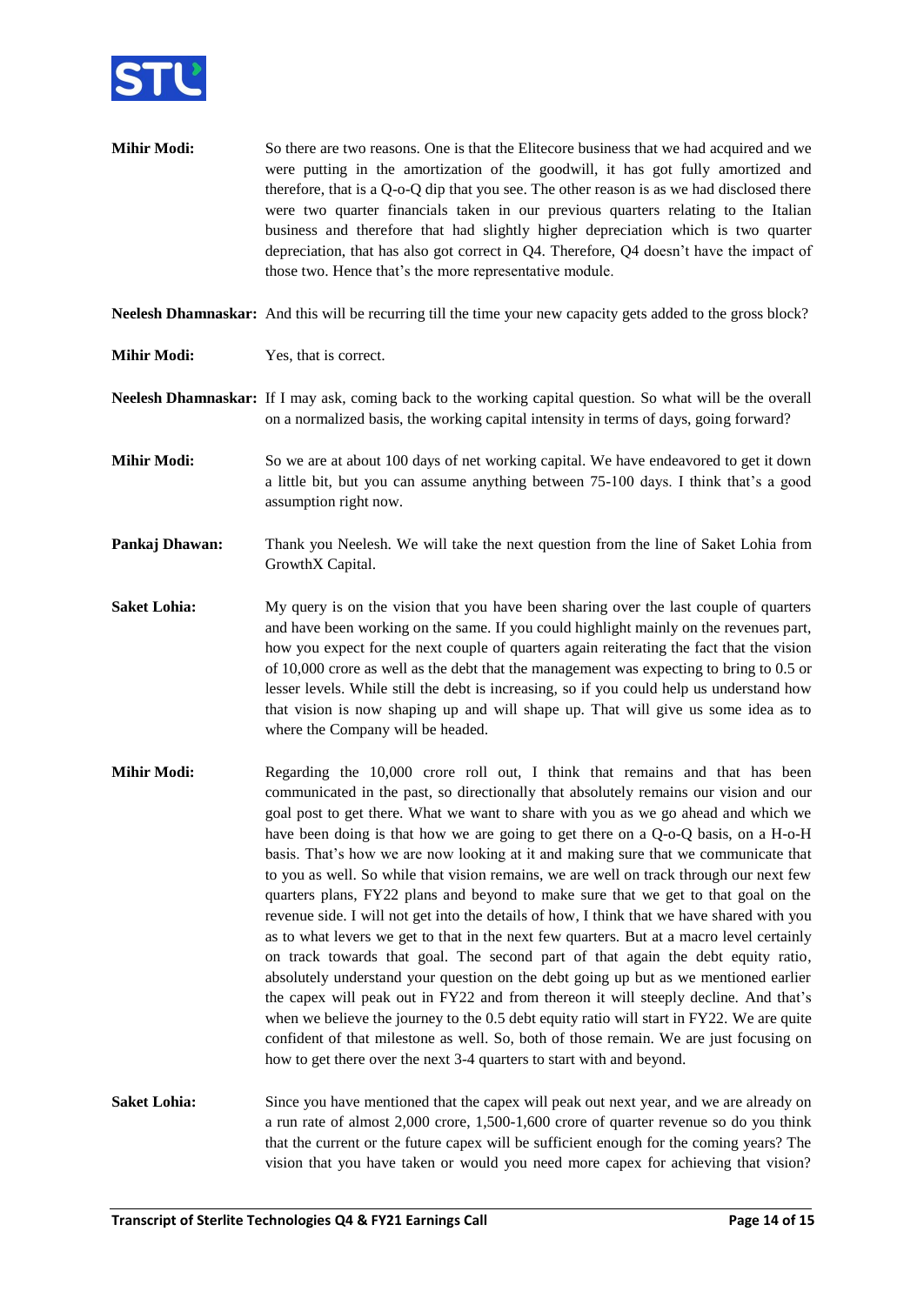**Mihir Modi:** So there are two reasons. One is that the Elitecore business that we had acquired and we were putting in the amortization of the goodwill, it has got fully amortized and therefore, that is a Q-o-Q dip that you see. The other reason is as we had disclosed there were two quarter financials taken in our previous quarters relating to the Italian business and therefore that had slightly higher depreciation which is two quarter depreciation, that has also got correct in Q4. Therefore, Q4 doesn't have the impact of those two. Hence that's the more representative module.

**Neelesh Dhamnaskar:** And this will be recurring till the time your new capacity gets added to the gross block?

**Mihir Modi:** Yes, that is correct.

**Neelesh Dhamnaskar:** If I may ask, coming back to the working capital question. So what will be the overall on a normalized basis, the working capital intensity in terms of days, going forward?

**Mihir Modi:** So we are at about 100 days of net working capital. We have endeavored to get it down a little bit, but you can assume anything between 75-100 days. I think that's a good assumption right now.

**Pankaj Dhawan:** Thank you Neelesh. We will take the next question from the line of Saket Lohia from GrowthX Capital.

**Saket Lohia:** My query is on the vision that you have been sharing over the last couple of quarters and have been working on the same. If you could highlight mainly on the revenues part, how you expect for the next couple of quarters again reiterating the fact that the vision of 10,000 crore as well as the debt that the management was expecting to bring to 0.5 or lesser levels. While still the debt is increasing, so if you could help us understand how that vision is now shaping up and will shape up. That will give us some idea as to where the Company will be headed.

**Mihir Modi:** Regarding the 10,000 crore roll out, I think that remains and that has been communicated in the past, so directionally that absolutely remains our vision and our goal post to get there. What we want to share with you as we go ahead and which we have been doing is that how we are going to get there on a Q-o-Q basis, on a H-o-H basis. That's how we are now looking at it and making sure that we communicate that to you as well. So while that vision remains, we are well on track through our next few quarters plans, FY22 plans and beyond to make sure that we get to that goal on the revenue side. I will not get into the details of how, I think that we have shared with you as to what levers we get to that in the next few quarters. But at a macro level certainly on track towards that goal. The second part of that again the debt equity ratio, absolutely understand your question on the debt going up but as we mentioned earlier the capex will peak out in FY22 and from thereon it will steeply decline. And that's when we believe the journey to the 0.5 debt equity ratio will start in FY22. We are quite confident of that milestone as well. So, both of those remain. We are just focusing on how to get there over the next 3-4 quarters to start with and beyond.

**Saket Lohia:** Since you have mentioned that the capex will peak out next year, and we are already on a run rate of almost 2,000 crore, 1,500-1,600 crore of quarter revenue so do you think that the current or the future capex will be sufficient enough for the coming years? The vision that you have taken or would you need more capex for achieving that vision?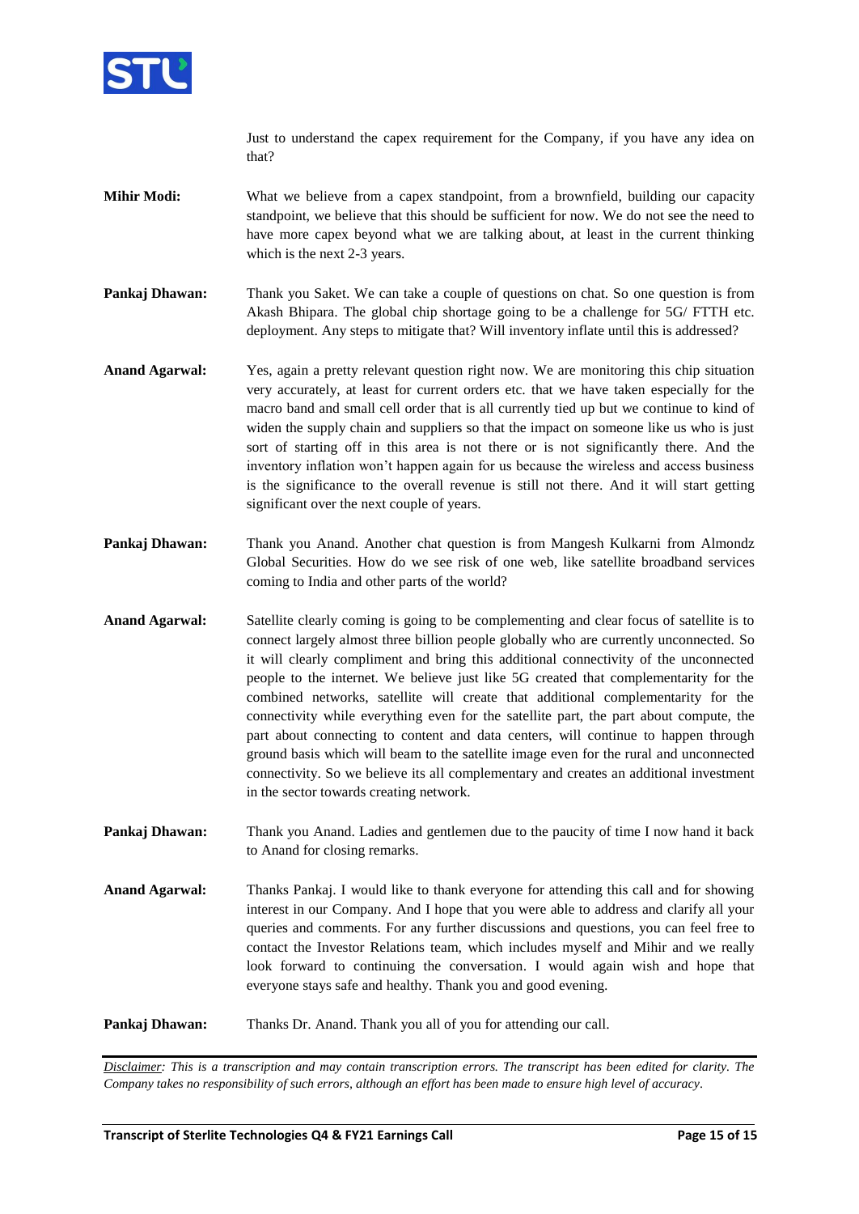Just to understand the capex requirement for the Company, if you have any idea on that?

**Mihir Modi:** What we believe from a capex standpoint, from a brownfield, building our capacity standpoint, we believe that this should be sufficient for now. We do not see the need to have more capex beyond what we are talking about, at least in the current thinking which is the next 2-3 years.

**Pankaj Dhawan:** Thank you Saket. We can take a couple of questions on chat. So one question is from Akash Bhipara. The global chip shortage going to be a challenge for 5G/ FTTH etc. deployment. Any steps to mitigate that? Will inventory inflate until this is addressed?

**Anand Agarwal:** Yes, again a pretty relevant question right now. We are monitoring this chip situation very accurately, at least for current orders etc. that we have taken especially for the macro band and small cell order that is all currently tied up but we continue to kind of widen the supply chain and suppliers so that the impact on someone like us who is just sort of starting off in this area is not there or is not significantly there. And the inventory inflation won't happen again for us because the wireless and access business is the significance to the overall revenue is still not there. And it will start getting significant over the next couple of years.

**Pankaj Dhawan:** Thank you Anand. Another chat question is from Mangesh Kulkarni from Almondz Global Securities. How do we see risk of one web, like satellite broadband services coming to India and other parts of the world?

**Anand Agarwal:** Satellite clearly coming is going to be complementing and clear focus of satellite is to connect largely almost three billion people globally who are currently unconnected. So it will clearly compliment and bring this additional connectivity of the unconnected people to the internet. We believe just like 5G created that complementarity for the combined networks, satellite will create that additional complementarity for the connectivity while everything even for the satellite part, the part about compute, the part about connecting to content and data centers, will continue to happen through ground basis which will beam to the satellite image even for the rural and unconnected connectivity. So we believe its all complementary and creates an additional investment in the sector towards creating network.

**Pankaj Dhawan:** Thank you Anand. Ladies and gentlemen due to the paucity of time I now hand it back to Anand for closing remarks.

**Anand Agarwal:** Thanks Pankaj. I would like to thank everyone for attending this call and for showing interest in our Company. And I hope that you were able to address and clarify all your queries and comments. For any further discussions and questions, you can feel free to contact the Investor Relations team, which includes myself and Mihir and we really look forward to continuing the conversation. I would again wish and hope that everyone stays safe and healthy. Thank you and good evening.

**Pankaj Dhawan:** Thanks Dr. Anand. Thank you all of you for attending our call.

---

*Disclaimer: This is a transcription and may contain transcription errors. The transcript has been edited for clarity. The Company takes no responsibility of such errors, although an effort has been made to ensure high level of accuracy.*